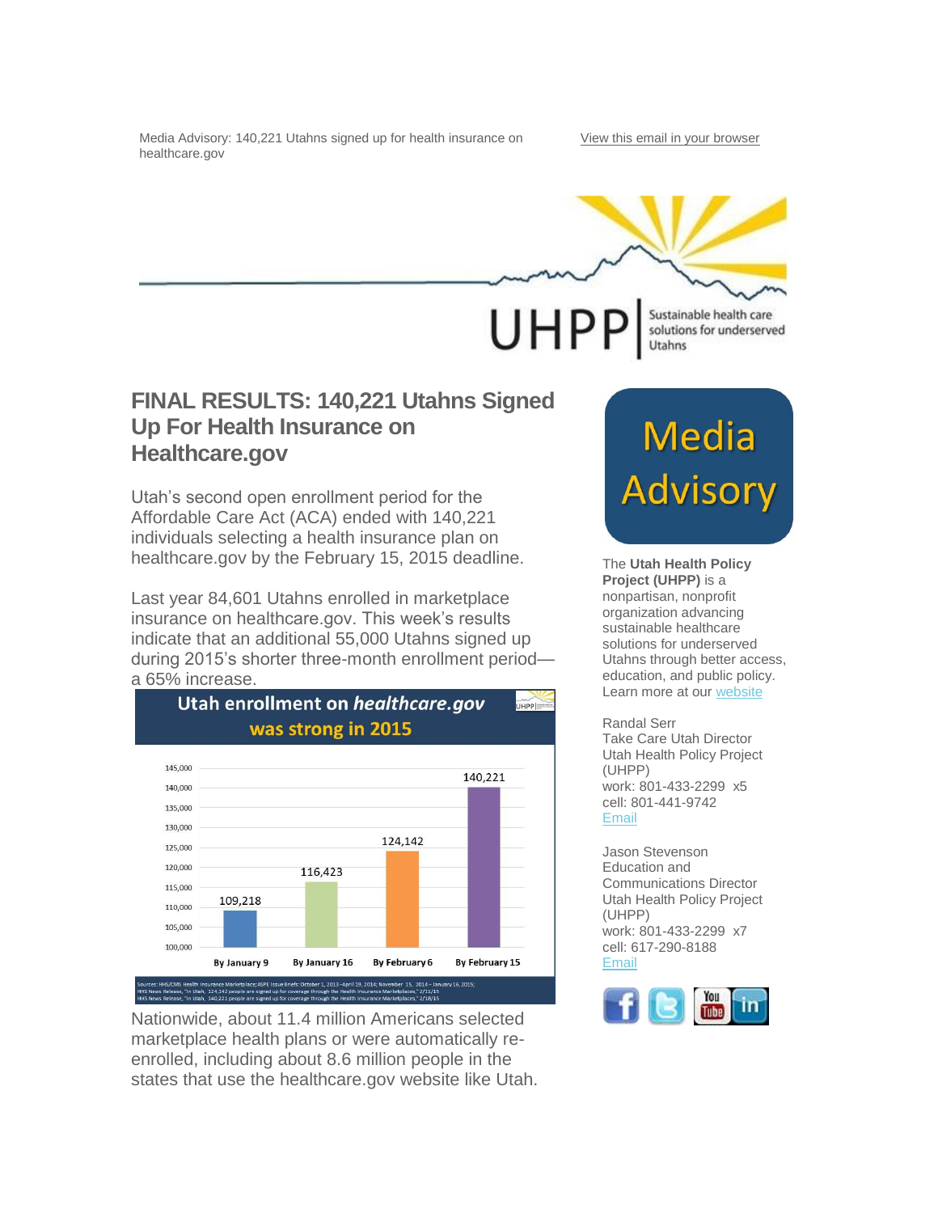Media Advisory: 140,221 Utahns signed up for health insurance on healthcare.gov

View this email in your browser

UHPP | Sustainable health care solutions for underserved Utahns

# FINAL RESULTS: 140,221 Utahns Signed Up For Health Insurance on Healthcare.gov

Utah's second open enrollment period for the Affordable Care Act (ACA) ended with 140,221 individuals selecting a health insurance plan on healthcare.gov by the February 15, 2015 deadline.

Last year 84,601 Utahns enrolled in marketplace insurance on healthcare.gov. This week's results indicate that an additional 55,000 Utahns signed up during 2015's shorter three-month enrollment period—a 65% increase.

**Utah enrollment on *healthcare.gov* was strong in 2015**

| | By January 9 | By January 16 | By February 6 | By February 15 |
|---|---|---|---|---|
| Enrollment | 109,218 | 116,423 | 124,142 | 140,221 |

Sources: HHS/CMS Health Insurance Marketplace; ASPE Issue Briefs: October 1, 2013–April 19, 2014; November 15, 2014 – January 16, 2015; HHS News Release, "In Utah, 124,142 people are signed up for coverage through the Health Insurance Marketplaces," 2/11/15; HHS News Release, "In Utah, 140,221 people are signed up for coverage through the Health Insurance Marketplaces," 2/18/15

Nationwide, about 11.4 million Americans selected marketplace health plans or were automatically re-enrolled, including about 8.6 million people in the states that use the healthcare.gov website like Utah.

**Media Advisory**

The **Utah Health Policy Project (UHPP)** is a nonpartisan, nonprofit organization advancing sustainable healthcare solutions for underserved Utahns through better access, education, and public policy. Learn more at our website

Randal Serr
Take Care Utah Director
Utah Health Policy Project (UHPP)
work: 801-433-2299 x5
cell: 801-441-9742
Email

Jason Stevenson
Education and Communications Director
Utah Health Policy Project (UHPP)
work: 801-433-2299 x7
cell: 617-290-8188
Email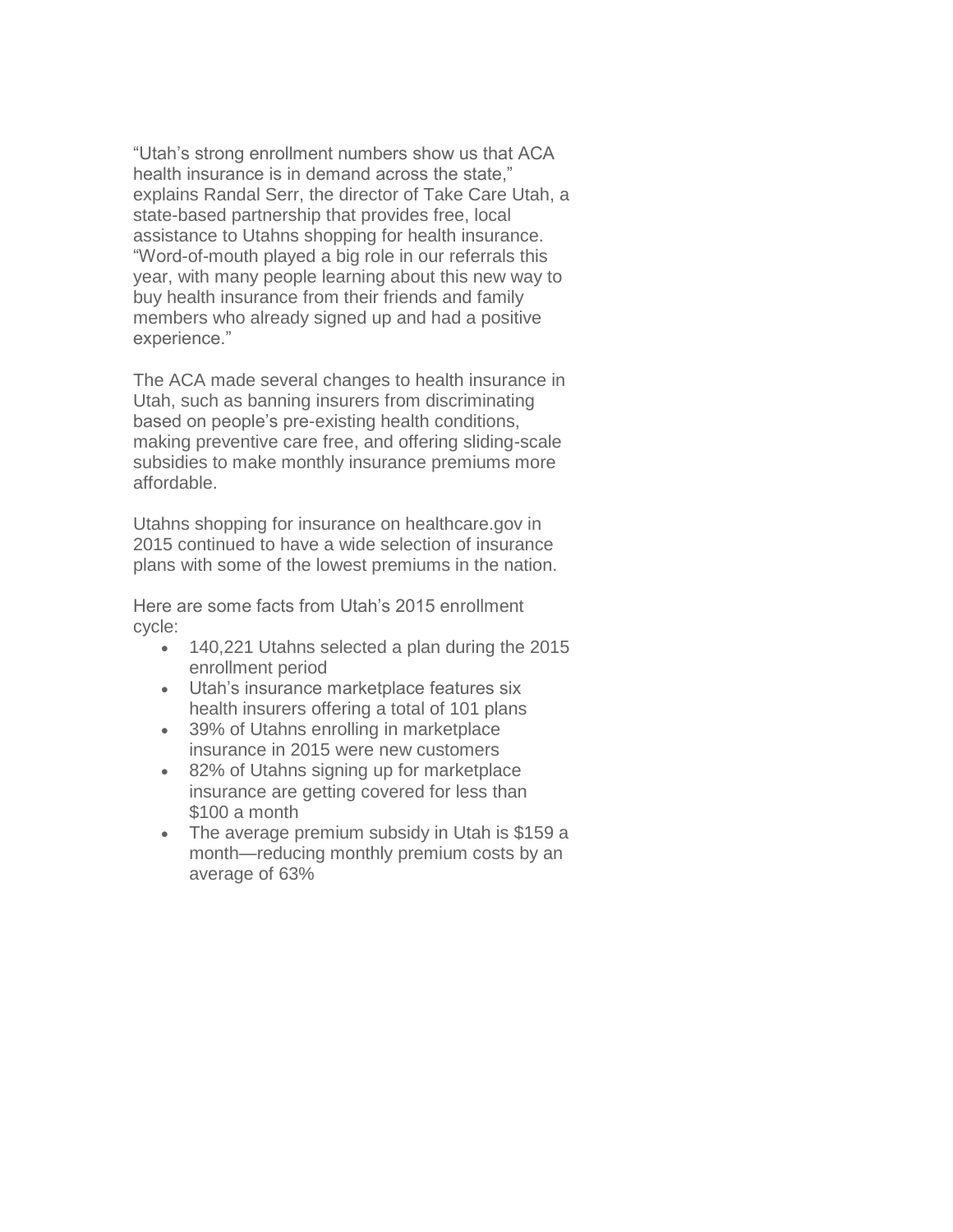"Utah's strong enrollment numbers show us that ACA health insurance is in demand across the state," explains Randal Serr, the director of Take Care Utah, a state-based partnership that provides free, local assistance to Utahns shopping for health insurance. "Word-of-mouth played a big role in our referrals this year, with many people learning about this new way to buy health insurance from their friends and family members who already signed up and had a positive experience."

The ACA made several changes to health insurance in Utah, such as banning insurers from discriminating based on people's pre-existing health conditions, making preventive care free, and offering sliding-scale subsidies to make monthly insurance premiums more affordable.

Utahns shopping for insurance on healthcare.gov in 2015 continued to have a wide selection of insurance plans with some of the lowest premiums in the nation.

Here are some facts from Utah's 2015 enrollment cycle:

- 140,221 Utahns selected a plan during the 2015 enrollment period
- Utah's insurance marketplace features six health insurers offering a total of 101 plans
- 39% of Utahns enrolling in marketplace insurance in 2015 were new customers
- 82% of Utahns signing up for marketplace insurance are getting covered for less than $100 a month
- The average premium subsidy in Utah is $159 a month—reducing monthly premium costs by an average of 63%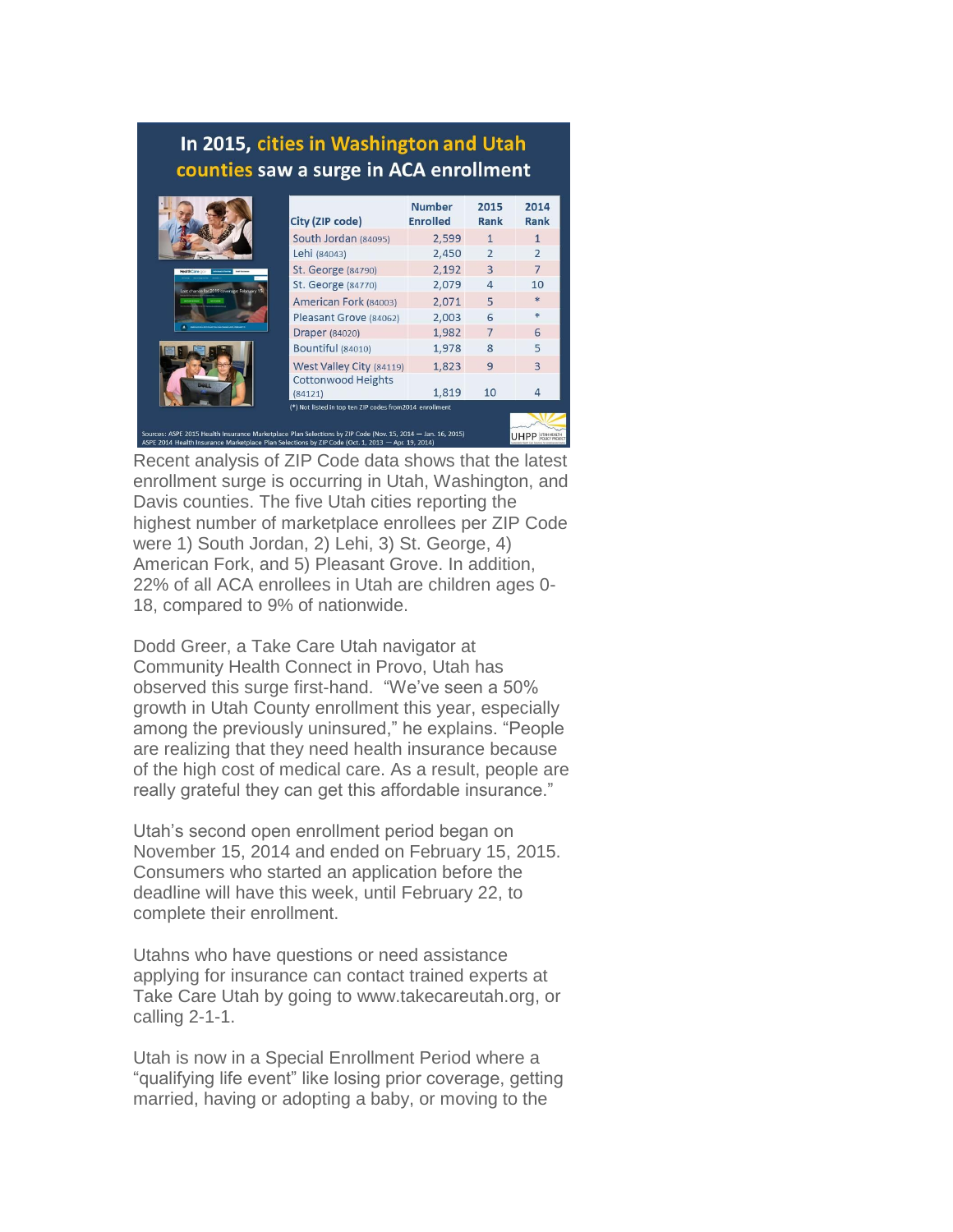## In 2015, cities in Washington and Utah counties saw a surge in ACA enrollment

| City (ZIP code) | Number Enrolled | 2015 Rank | 2014 Rank |
|---|---|---|---|
| South Jordan (84095) | 2,599 | 1 | 1 |
| Lehi (84043) | 2,450 | 2 | 2 |
| St. George (84790) | 2,192 | 3 | 7 |
| St. George (84770) | 2,079 | 4 | 10 |
| American Fork (84003) | 2,071 | 5 | * |
| Pleasant Grove (84062) | 2,003 | 6 | * |
| Draper (84020) | 1,982 | 7 | 6 |
| Bountiful (84010) | 1,978 | 8 | 5 |
| West Valley City (84119) | 1,823 | 9 | 3 |
| Cottonwood Heights (84121) | 1,819 | 10 | 4 |

(*) Not listed in top ten ZIP codes from2014 enrollment

Sources: ASPE 2015 Health Insurance Marketplace Plan Selections by ZIP Code (Nov. 15, 2014 – Jan. 16, 2015)
ASPE 2014 Health Insurance Marketplace Plan Selections by ZIP Code (Oct. 1, 2013 – Apr. 19, 2014)

UHPP Utah Health Policy Project

Recent analysis of ZIP Code data shows that the latest enrollment surge is occurring in Utah, Washington, and Davis counties. The five Utah cities reporting the highest number of marketplace enrollees per ZIP Code were 1) South Jordan, 2) Lehi, 3) St. George, 4) American Fork, and 5) Pleasant Grove. In addition, 22% of all ACA enrollees in Utah are children ages 0-18, compared to 9% of nationwide.

Dodd Greer, a Take Care Utah navigator at Community Health Connect in Provo, Utah has observed this surge first-hand. "We've seen a 50% growth in Utah County enrollment this year, especially among the previously uninsured," he explains. "People are realizing that they need health insurance because of the high cost of medical care. As a result, people are really grateful they can get this affordable insurance."

Utah's second open enrollment period began on November 15, 2014 and ended on February 15, 2015. Consumers who started an application before the deadline will have this week, until February 22, to complete their enrollment.

Utahns who have questions or need assistance applying for insurance can contact trained experts at Take Care Utah by going to www.takecareutah.org, or calling 2-1-1.

Utah is now in a Special Enrollment Period where a "qualifying life event" like losing prior coverage, getting married, having or adopting a baby, or moving to the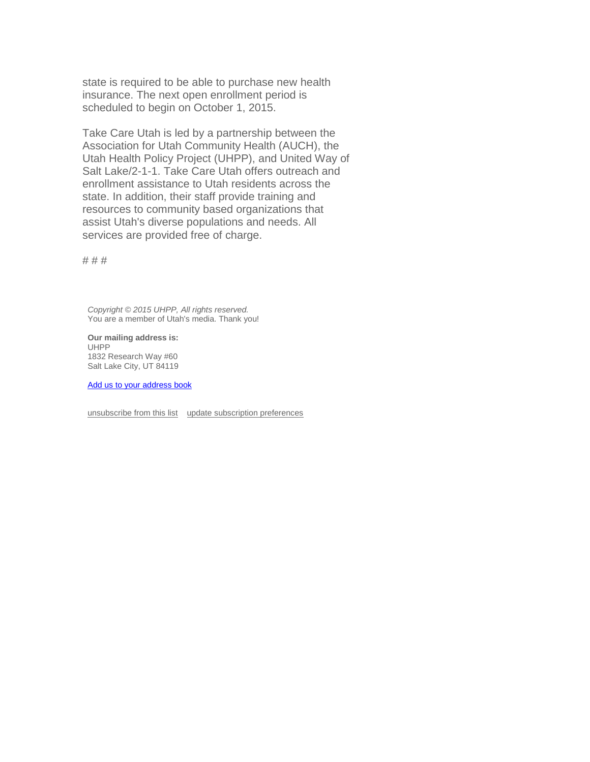state is required to be able to purchase new health insurance. The next open enrollment period is scheduled to begin on October 1, 2015.

Take Care Utah is led by a partnership between the Association for Utah Community Health (AUCH), the Utah Health Policy Project (UHPP), and United Way of Salt Lake/2-1-1. Take Care Utah offers outreach and enrollment assistance to Utah residents across the state. In addition, their staff provide training and resources to community based organizations that assist Utah's diverse populations and needs. All services are provided free of charge.

# # #

*Copyright © 2015 UHPP, All rights reserved.*
You are a member of Utah's media. Thank you!

**Our mailing address is:**
UHPP
1832 Research Way #60
Salt Lake City, UT 84119

Add us to your address book

unsubscribe from this list    update subscription preferences